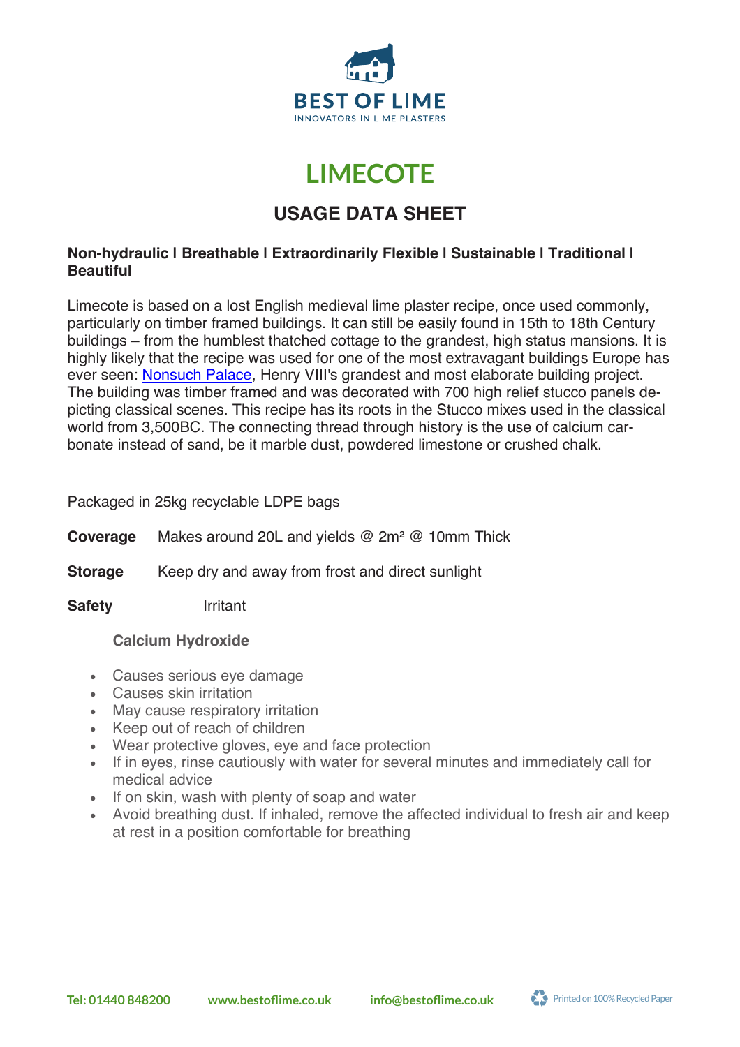BEST OF LIME

INNOVATORS IN LIME PLASTERS

# LIMECOTE

## USAGE DATA SHEET

**Non-hydraulic I Breathable I Extraordinarily Flexible I Sustainable I Traditional I Beautiful**

Limecote is based on a lost English medieval lime plaster recipe, once used commonly, particularly on timber framed buildings. It can still be easily found in 15th to 18th Century buildings – from the humblest thatched cottage to the grandest, high status mansions. It is highly likely that the recipe was used for one of the most extravagant buildings Europe has ever seen: [Nonsuch Palace](), Henry VIII's grandest and most elaborate building project. The building was timber framed and was decorated with 700 high relief stucco panels depicting classical scenes. This recipe has its roots in the Stucco mixes used in the classical world from 3,500BC. The connecting thread through history is the use of calcium carbonate instead of sand, be it marble dust, powdered limestone or crushed chalk.

Packaged in 25kg recyclable LDPE bags

**Coverage** Makes around 20L and yields @ 2m² @ 10mm Thick

**Storage** Keep dry and away from frost and direct sunlight

**Safety** Irritant

**Calcium Hydroxide**

- Causes serious eye damage
- Causes skin irritation
- May cause respiratory irritation
- Keep out of reach of children
- Wear protective gloves, eye and face protection
- If in eyes, rinse cautiously with water for several minutes and immediately call for medical advice
- If on skin, wash with plenty of soap and water
- Avoid breathing dust. If inhaled, remove the affected individual to fresh air and keep at rest in a position comfortable for breathing

Tel: 01440 848200 www.bestoflime.co.uk info@bestoflime.co.uk Printed on 100% Recycled Paper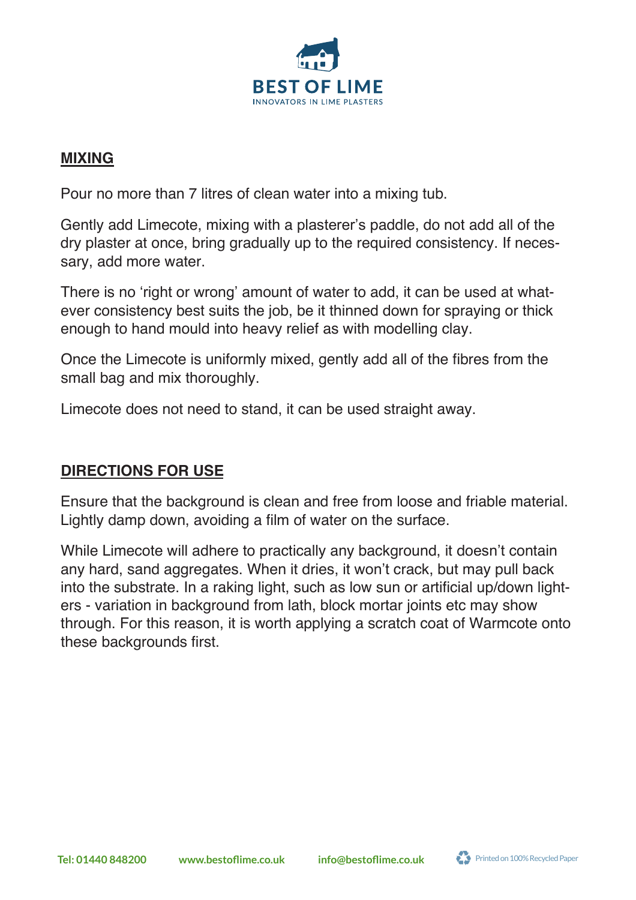## MIXING

Pour no more than 7 litres of clean water into a mixing tub.

Gently add Limecote, mixing with a plasterer's paddle, do not add all of the dry plaster at once, bring gradually up to the required consistency. If necessary, add more water.

There is no 'right or wrong' amount of water to add, it can be used at whatever consistency best suits the job, be it thinned down for spraying or thick enough to hand mould into heavy relief as with modelling clay.

Once the Limecote is uniformly mixed, gently add all of the fibres from the small bag and mix thoroughly.

Limecote does not need to stand, it can be used straight away.

## DIRECTIONS FOR USE

Ensure that the background is clean and free from loose and friable material. Lightly damp down, avoiding a film of water on the surface.

While Limecote will adhere to practically any background, it doesn't contain any hard, sand aggregates. When it dries, it won't crack, but may pull back into the substrate. In a raking light, such as low sun or artificial up/down lighters - variation in background from lath, block mortar joints etc may show through. For this reason, it is worth applying a scratch coat of Warmcote onto these backgrounds first.